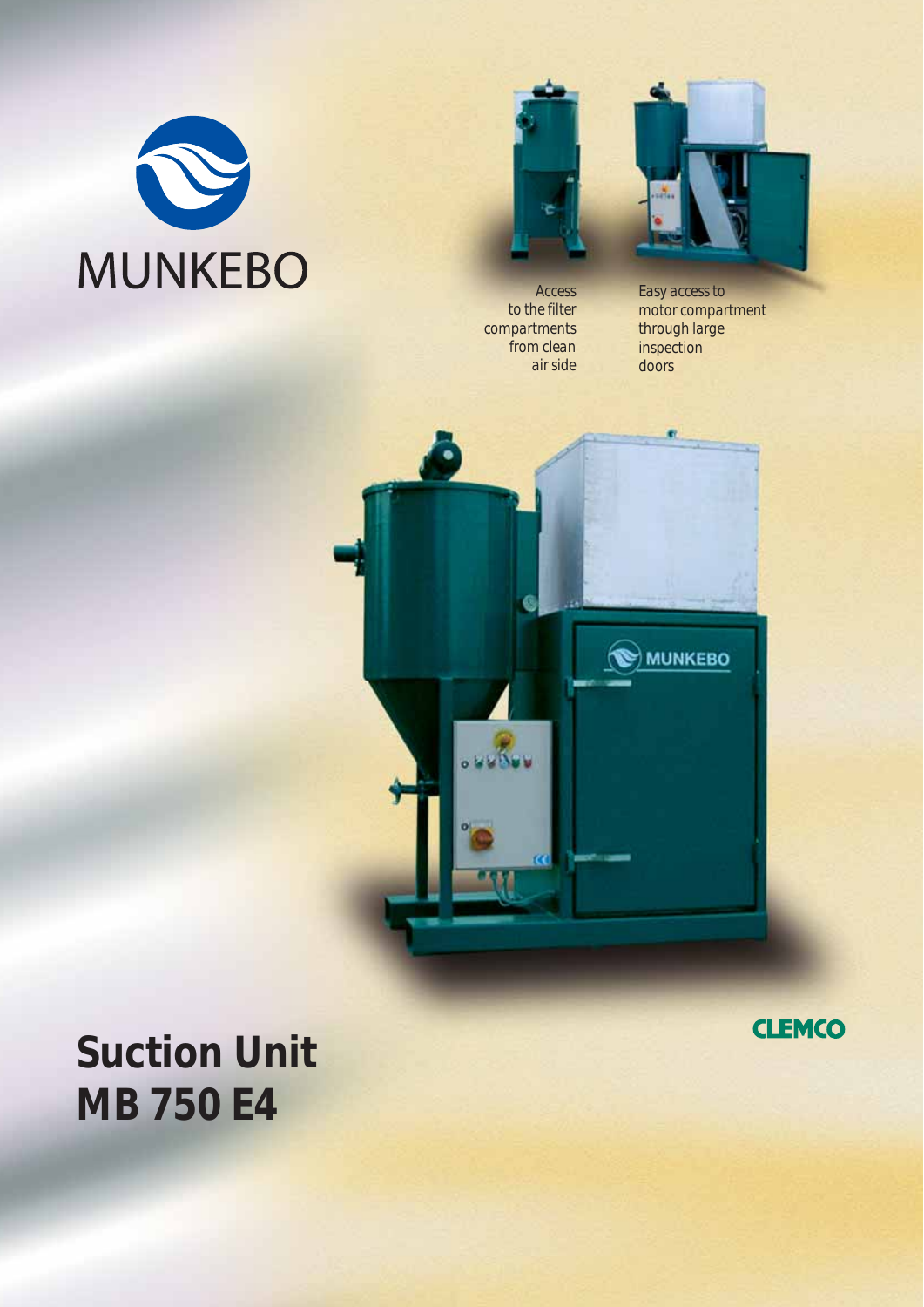MUNKEBO

Access to the filter compartments from clean air side

Easy access to motor compartment through large inspection doors

CLEMCO

# Suction Unit MB 750 E4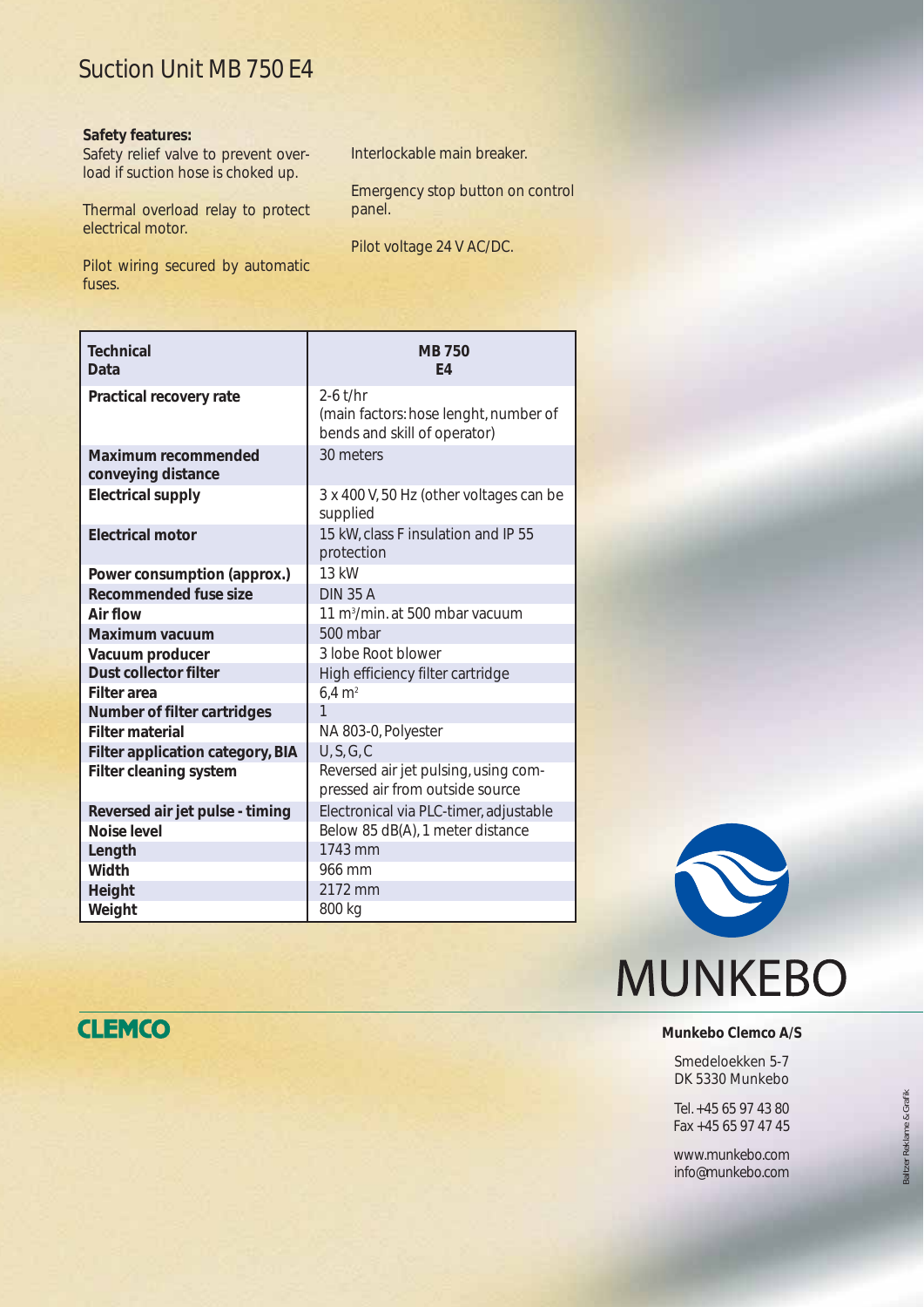# Suction Unit MB 750 E4

**Safety features:**

Safety relief valve to prevent overload if suction hose is choked up.

Thermal overload relay to protect electrical motor.

Pilot wiring secured by automatic fuses.

Interlockable main breaker.

Emergency stop button on control panel.

Pilot voltage 24 V AC/DC.

| Technical Data | MB 750 E4 |
|---|---|
| **Practical recovery rate** | 2-6 t/hr (main factors: hose lenght, number of bends and skill of operator) |
| **Maximum recommended conveying distance** | 30 meters |
| **Electrical supply** | 3 x 400 V, 50 Hz (other voltages can be supplied |
| **Electrical motor** | 15 kW, class F insulation and IP 55 protection |
| **Power consumption (approx.)** | 13 kW |
| **Recommended fuse size** | DIN 35 A |
| **Air flow** | 11 $m^3$/min. at 500 mbar vacuum |
| **Maximum vacuum** | 500 mbar |
| **Vacuum producer** | 3 lobe Root blower |
| **Dust collector filter** | High efficiency filter cartridge |
| **Filter area** | 6,4 $m^2$ |
| **Number of filter cartridges** | 1 |
| **Filter material** | NA 803-0, Polyester |
| **Filter application category, BIA** | U, S, G, C |
| **Filter cleaning system** | Reversed air jet pulsing, using compressed air from outside source |
| **Reversed air jet pulse - timing** | Electronical via PLC-timer, adjustable |
| **Noise level** | Below 85 dB(A), 1 meter distance |
| **Length** | 1743 mm |
| **Width** | 966 mm |
| **Height** | 2172 mm |
| **Weight** | 800 kg |

CLEMCO

MUNKEBO

**Munkebo Clemco A/S**

Smedeloekken 5-7
DK 5330 Munkebo

Tel. +45 65 97 43 80
Fax +45 65 97 47 45

www.munkebo.com
info@munkebo.com

Baltzer Reklame & Grafik